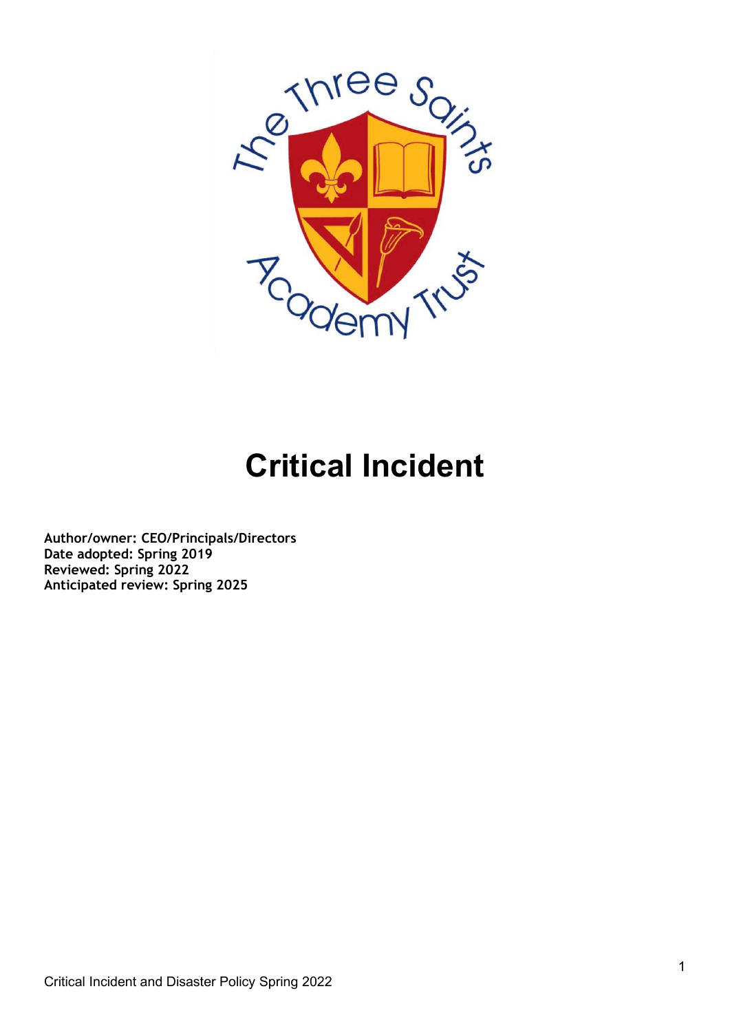# Critical Incident

**Author/owner: CEO/Principals/Directors**
**Date adopted: Spring 2019**
**Reviewed: Spring 2022**
**Anticipated review: Spring 2025**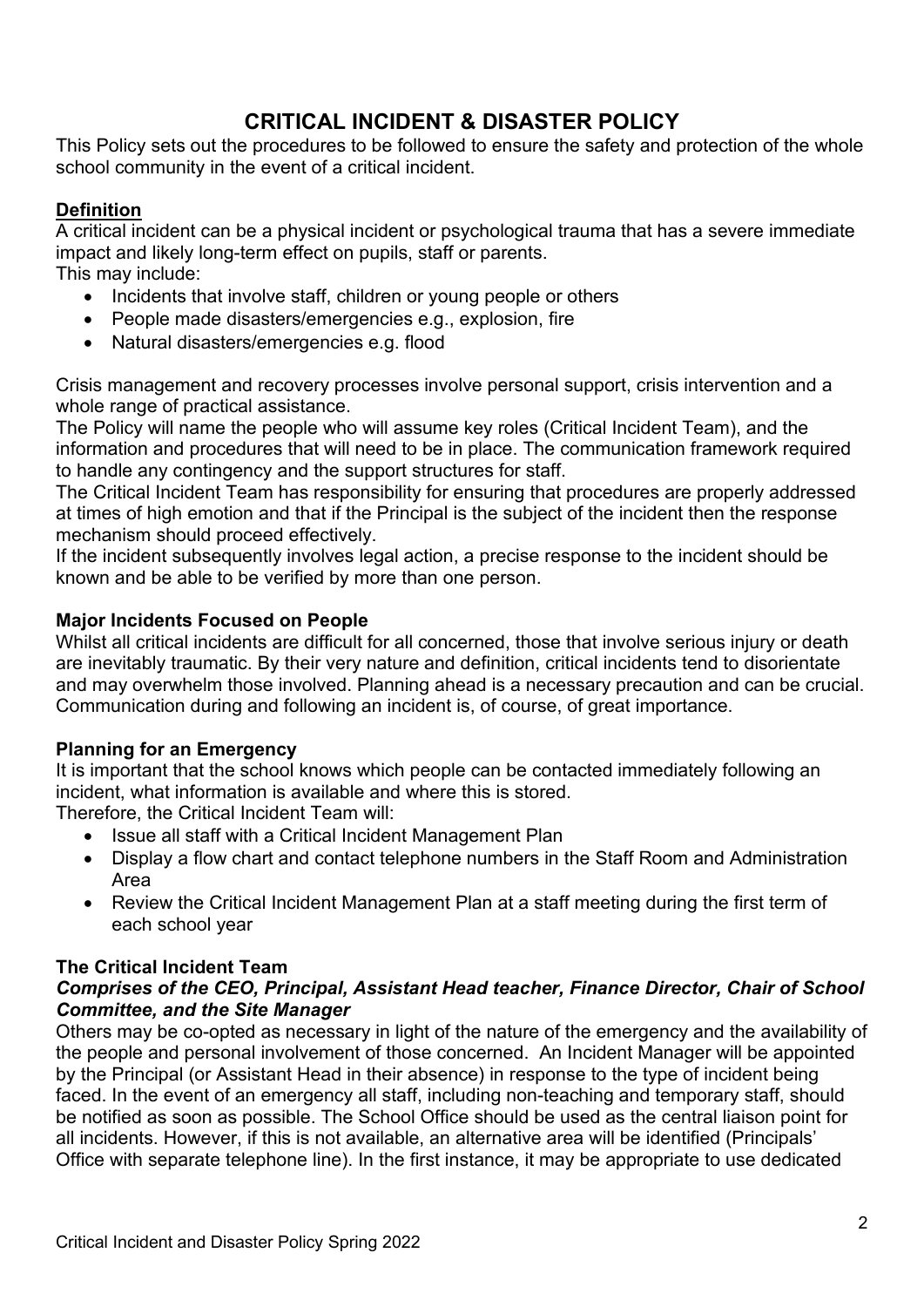# CRITICAL INCIDENT & DISASTER POLICY

This Policy sets out the procedures to be followed to ensure the safety and protection of the whole school community in the event of a critical incident.

## Definition

A critical incident can be a physical incident or psychological trauma that has a severe immediate impact and likely long-term effect on pupils, staff or parents.
This may include:

- Incidents that involve staff, children or young people or others
- People made disasters/emergencies e.g., explosion, fire
- Natural disasters/emergencies e.g. flood

Crisis management and recovery processes involve personal support, crisis intervention and a whole range of practical assistance.
The Policy will name the people who will assume key roles (Critical Incident Team), and the information and procedures that will need to be in place. The communication framework required to handle any contingency and the support structures for staff.
The Critical Incident Team has responsibility for ensuring that procedures are properly addressed at times of high emotion and that if the Principal is the subject of the incident then the response mechanism should proceed effectively.
If the incident subsequently involves legal action, a precise response to the incident should be known and be able to be verified by more than one person.

### Major Incidents Focused on People

Whilst all critical incidents are difficult for all concerned, those that involve serious injury or death are inevitably traumatic. By their very nature and definition, critical incidents tend to disorientate and may overwhelm those involved. Planning ahead is a necessary precaution and can be crucial. Communication during and following an incident is, of course, of great importance.

### Planning for an Emergency

It is important that the school knows which people can be contacted immediately following an incident, what information is available and where this is stored.
Therefore, the Critical Incident Team will:

- Issue all staff with a Critical Incident Management Plan
- Display a flow chart and contact telephone numbers in the Staff Room and Administration Area
- Review the Critical Incident Management Plan at a staff meeting during the first term of each school year

### The Critical Incident Team

***Comprises of the CEO, Principal, Assistant Head teacher, Finance Director, Chair of School Committee, and the Site Manager***

Others may be co-opted as necessary in light of the nature of the emergency and the availability of the people and personal involvement of those concerned. An Incident Manager will be appointed by the Principal (or Assistant Head in their absence) in response to the type of incident being faced. In the event of an emergency all staff, including non-teaching and temporary staff, should be notified as soon as possible. The School Office should be used as the central liaison point for all incidents. However, if this is not available, an alternative area will be identified (Principals' Office with separate telephone line). In the first instance, it may be appropriate to use dedicated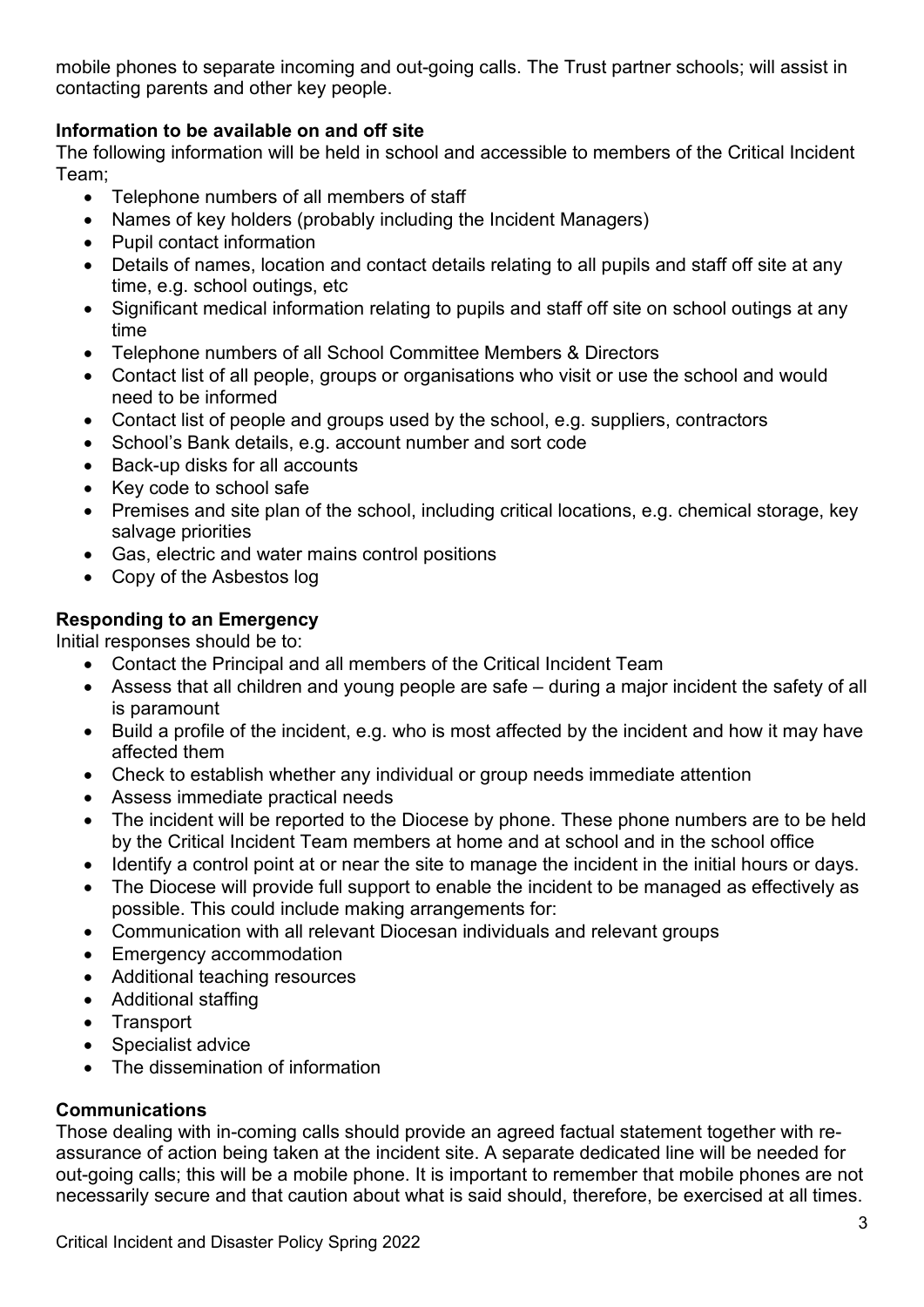mobile phones to separate incoming and out-going calls. The Trust partner schools; will assist in contacting parents and other key people.

**Information to be available on and off site**

The following information will be held in school and accessible to members of the Critical Incident Team;

- Telephone numbers of all members of staff
- Names of key holders (probably including the Incident Managers)
- Pupil contact information
- Details of names, location and contact details relating to all pupils and staff off site at any time, e.g. school outings, etc
- Significant medical information relating to pupils and staff off site on school outings at any time
- Telephone numbers of all School Committee Members & Directors
- Contact list of all people, groups or organisations who visit or use the school and would need to be informed
- Contact list of people and groups used by the school, e.g. suppliers, contractors
- School's Bank details, e.g. account number and sort code
- Back-up disks for all accounts
- Key code to school safe
- Premises and site plan of the school, including critical locations, e.g. chemical storage, key salvage priorities
- Gas, electric and water mains control positions
- Copy of the Asbestos log

**Responding to an Emergency**

Initial responses should be to:

- Contact the Principal and all members of the Critical Incident Team
- Assess that all children and young people are safe – during a major incident the safety of all is paramount
- Build a profile of the incident, e.g. who is most affected by the incident and how it may have affected them
- Check to establish whether any individual or group needs immediate attention
- Assess immediate practical needs
- The incident will be reported to the Diocese by phone. These phone numbers are to be held by the Critical Incident Team members at home and at school and in the school office
- Identify a control point at or near the site to manage the incident in the initial hours or days.
- The Diocese will provide full support to enable the incident to be managed as effectively as possible. This could include making arrangements for:
- Communication with all relevant Diocesan individuals and relevant groups
- Emergency accommodation
- Additional teaching resources
- Additional staffing
- Transport
- Specialist advice
- The dissemination of information

**Communications**

Those dealing with in-coming calls should provide an agreed factual statement together with re-assurance of action being taken at the incident site. A separate dedicated line will be needed for out-going calls; this will be a mobile phone. It is important to remember that mobile phones are not necessarily secure and that caution about what is said should, therefore, be exercised at all times.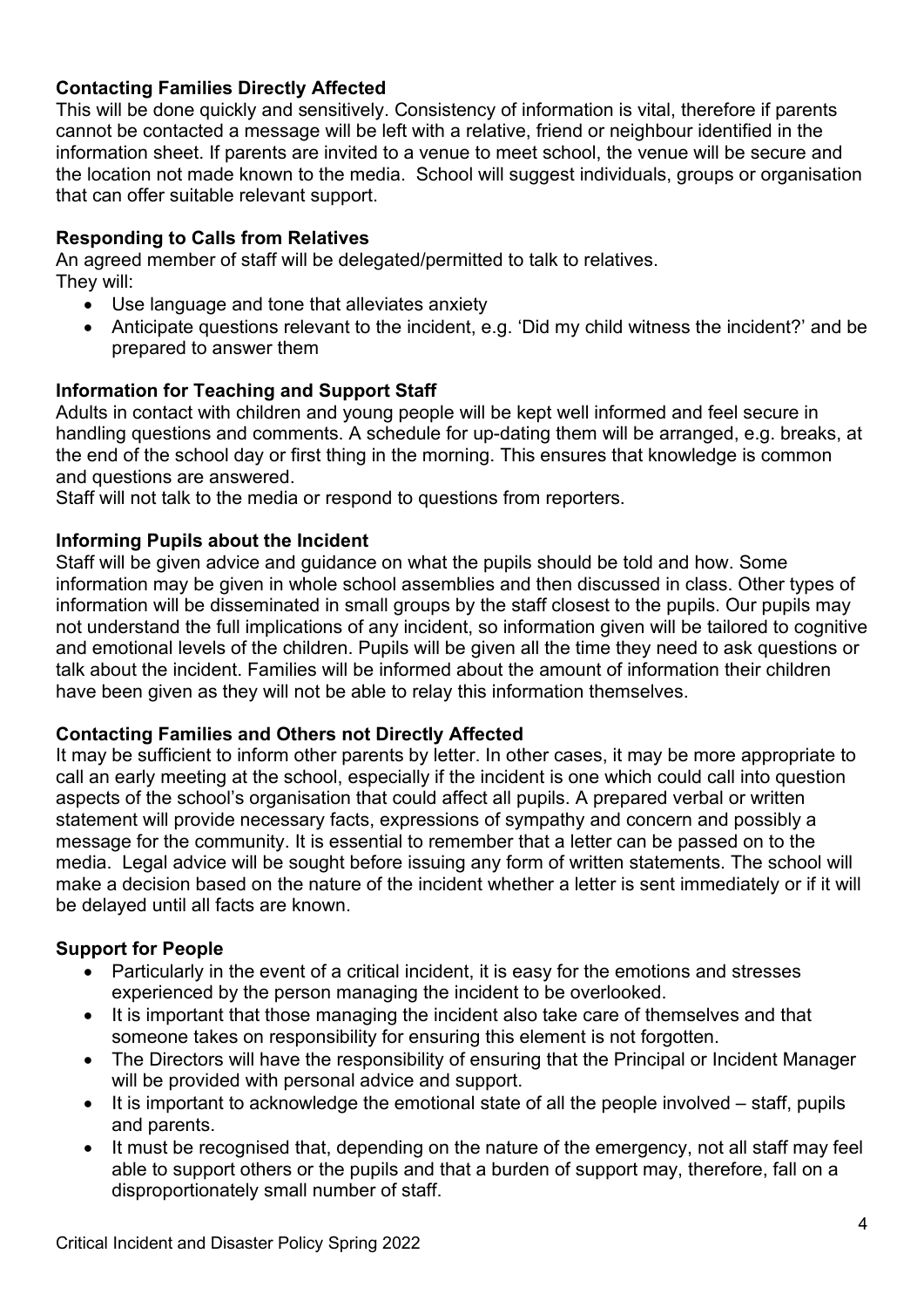**Contacting Families Directly Affected**

This will be done quickly and sensitively. Consistency of information is vital, therefore if parents cannot be contacted a message will be left with a relative, friend or neighbour identified in the information sheet. If parents are invited to a venue to meet school, the venue will be secure and the location not made known to the media. School will suggest individuals, groups or organisation that can offer suitable relevant support.

**Responding to Calls from Relatives**

An agreed member of staff will be delegated/permitted to talk to relatives.
They will:

- Use language and tone that alleviates anxiety
- Anticipate questions relevant to the incident, e.g. 'Did my child witness the incident?' and be prepared to answer them

**Information for Teaching and Support Staff**

Adults in contact with children and young people will be kept well informed and feel secure in handling questions and comments. A schedule for up-dating them will be arranged, e.g. breaks, at the end of the school day or first thing in the morning. This ensures that knowledge is common and questions are answered.
Staff will not talk to the media or respond to questions from reporters.

**Informing Pupils about the Incident**

Staff will be given advice and guidance on what the pupils should be told and how. Some information may be given in whole school assemblies and then discussed in class. Other types of information will be disseminated in small groups by the staff closest to the pupils. Our pupils may not understand the full implications of any incident, so information given will be tailored to cognitive and emotional levels of the children. Pupils will be given all the time they need to ask questions or talk about the incident. Families will be informed about the amount of information their children have been given as they will not be able to relay this information themselves.

**Contacting Families and Others not Directly Affected**

It may be sufficient to inform other parents by letter. In other cases, it may be more appropriate to call an early meeting at the school, especially if the incident is one which could call into question aspects of the school's organisation that could affect all pupils. A prepared verbal or written statement will provide necessary facts, expressions of sympathy and concern and possibly a message for the community. It is essential to remember that a letter can be passed on to the media. Legal advice will be sought before issuing any form of written statements. The school will make a decision based on the nature of the incident whether a letter is sent immediately or if it will be delayed until all facts are known.

**Support for People**

- Particularly in the event of a critical incident, it is easy for the emotions and stresses experienced by the person managing the incident to be overlooked.
- It is important that those managing the incident also take care of themselves and that someone takes on responsibility for ensuring this element is not forgotten.
- The Directors will have the responsibility of ensuring that the Principal or Incident Manager will be provided with personal advice and support.
- It is important to acknowledge the emotional state of all the people involved – staff, pupils and parents.
- It must be recognised that, depending on the nature of the emergency, not all staff may feel able to support others or the pupils and that a burden of support may, therefore, fall on a disproportionately small number of staff.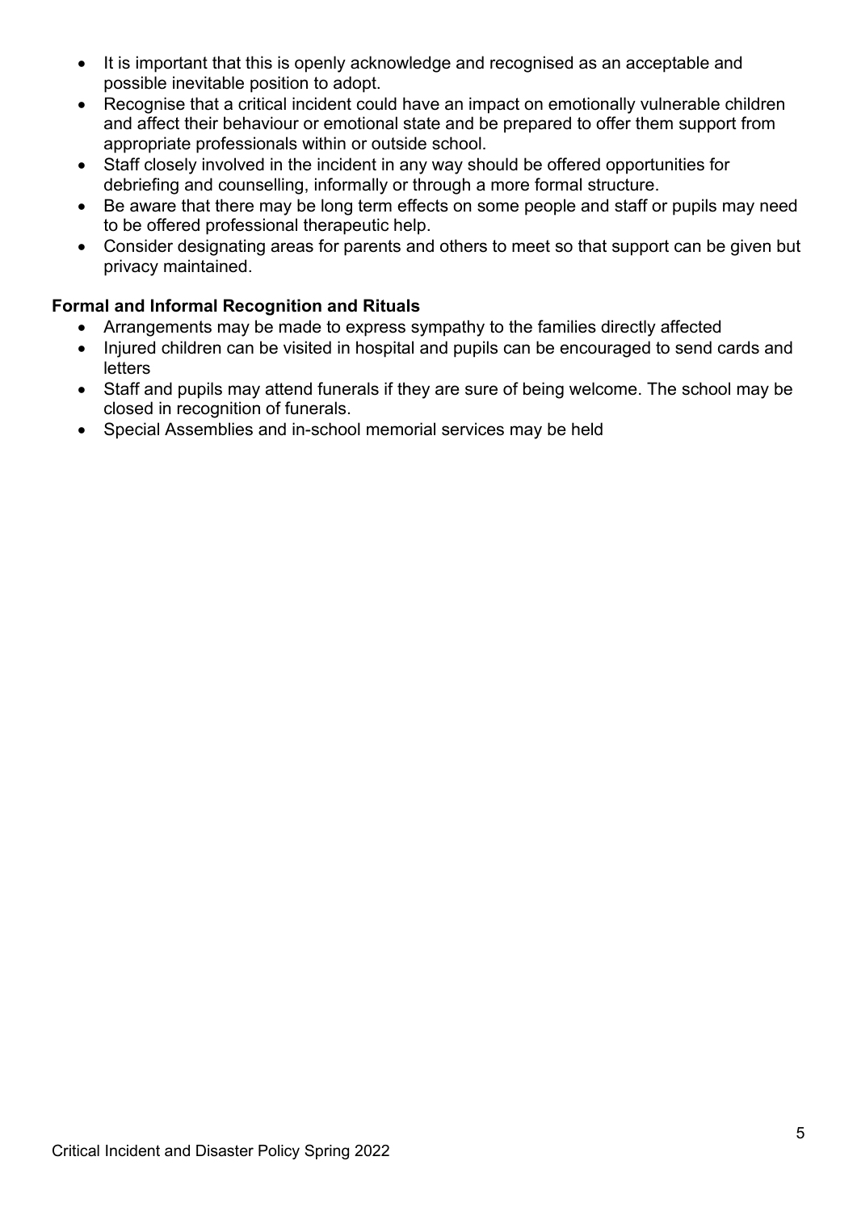- It is important that this is openly acknowledge and recognised as an acceptable and possible inevitable position to adopt.
- Recognise that a critical incident could have an impact on emotionally vulnerable children and affect their behaviour or emotional state and be prepared to offer them support from appropriate professionals within or outside school.
- Staff closely involved in the incident in any way should be offered opportunities for debriefing and counselling, informally or through a more formal structure.
- Be aware that there may be long term effects on some people and staff or pupils may need to be offered professional therapeutic help.
- Consider designating areas for parents and others to meet so that support can be given but privacy maintained.

**Formal and Informal Recognition and Rituals**

- Arrangements may be made to express sympathy to the families directly affected
- Injured children can be visited in hospital and pupils can be encouraged to send cards and letters
- Staff and pupils may attend funerals if they are sure of being welcome. The school may be closed in recognition of funerals.
- Special Assemblies and in-school memorial services may be held